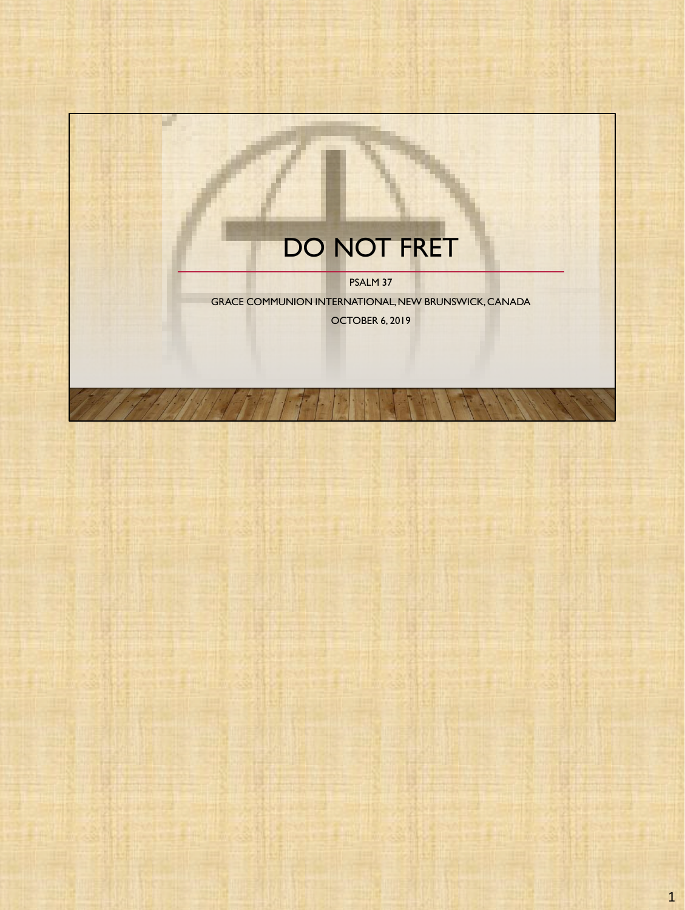# DO NOT FRET

PSALM 37

GRACE COMMUNION INTERNATIONAL, NEW BRUNSWICK, CANADA

OCTOBER 6, 2019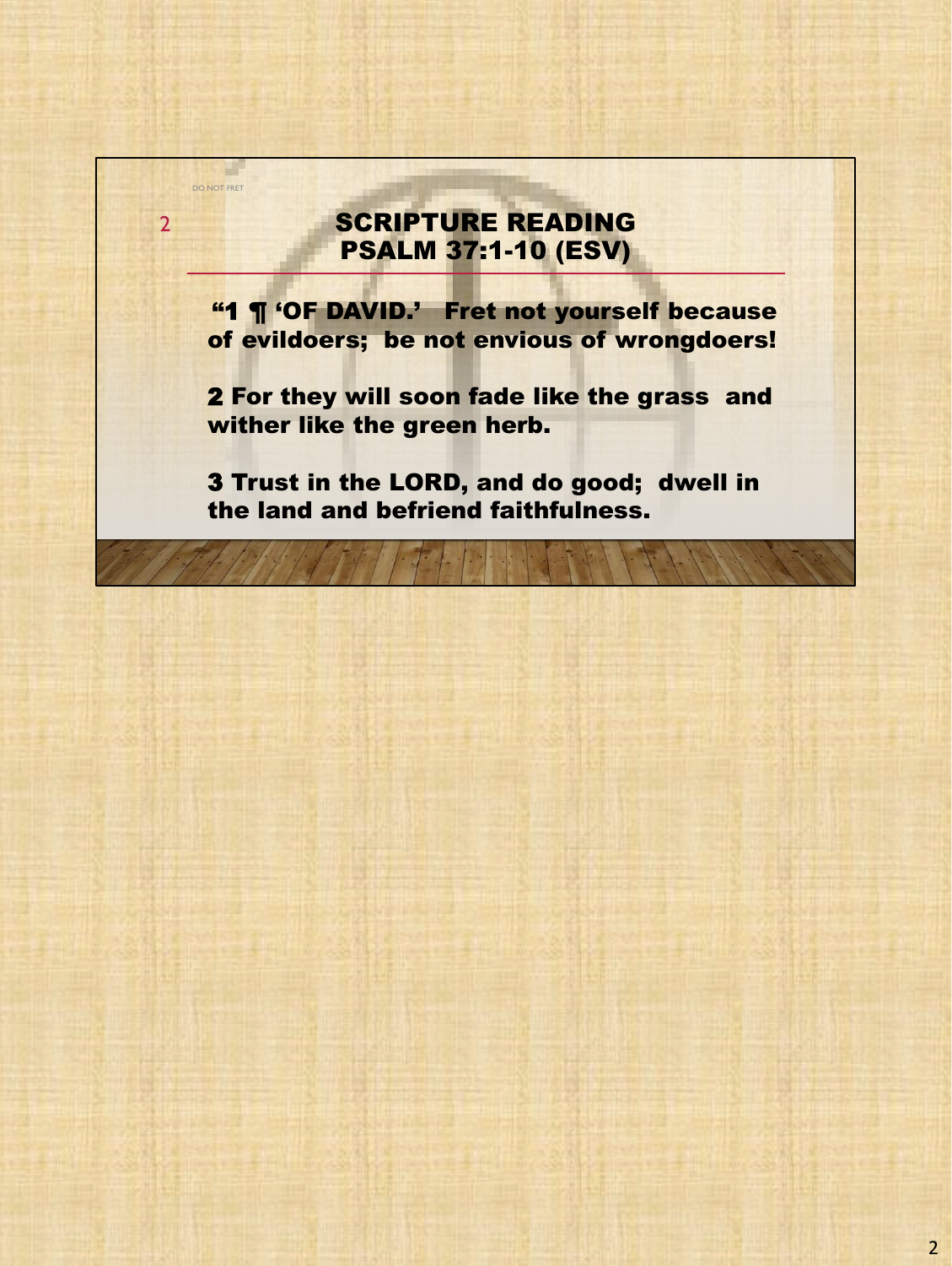DO NOT FRET

## SCRIPTURE READING
## PSALM 37:1-10 (ESV)

**"1 ¶ 'OF DAVID.' Fret not yourself because of evildoers; be not envious of wrongdoers!**

**2 For they will soon fade like the grass and wither like the green herb.**

**3 Trust in the LORD, and do good; dwell in the land and befriend faithfulness.**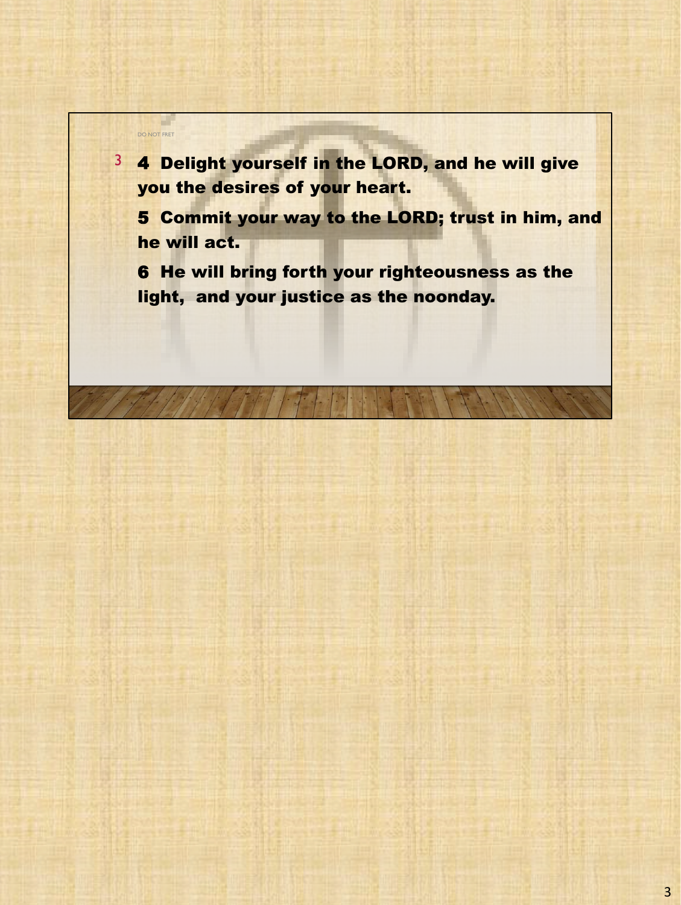DO NOT FRET

**4 Delight yourself in the LORD, and he will give you the desires of your heart.**

**5 Commit your way to the LORD; trust in him, and he will act.**

**6 He will bring forth your righteousness as the light, and your justice as the noonday.**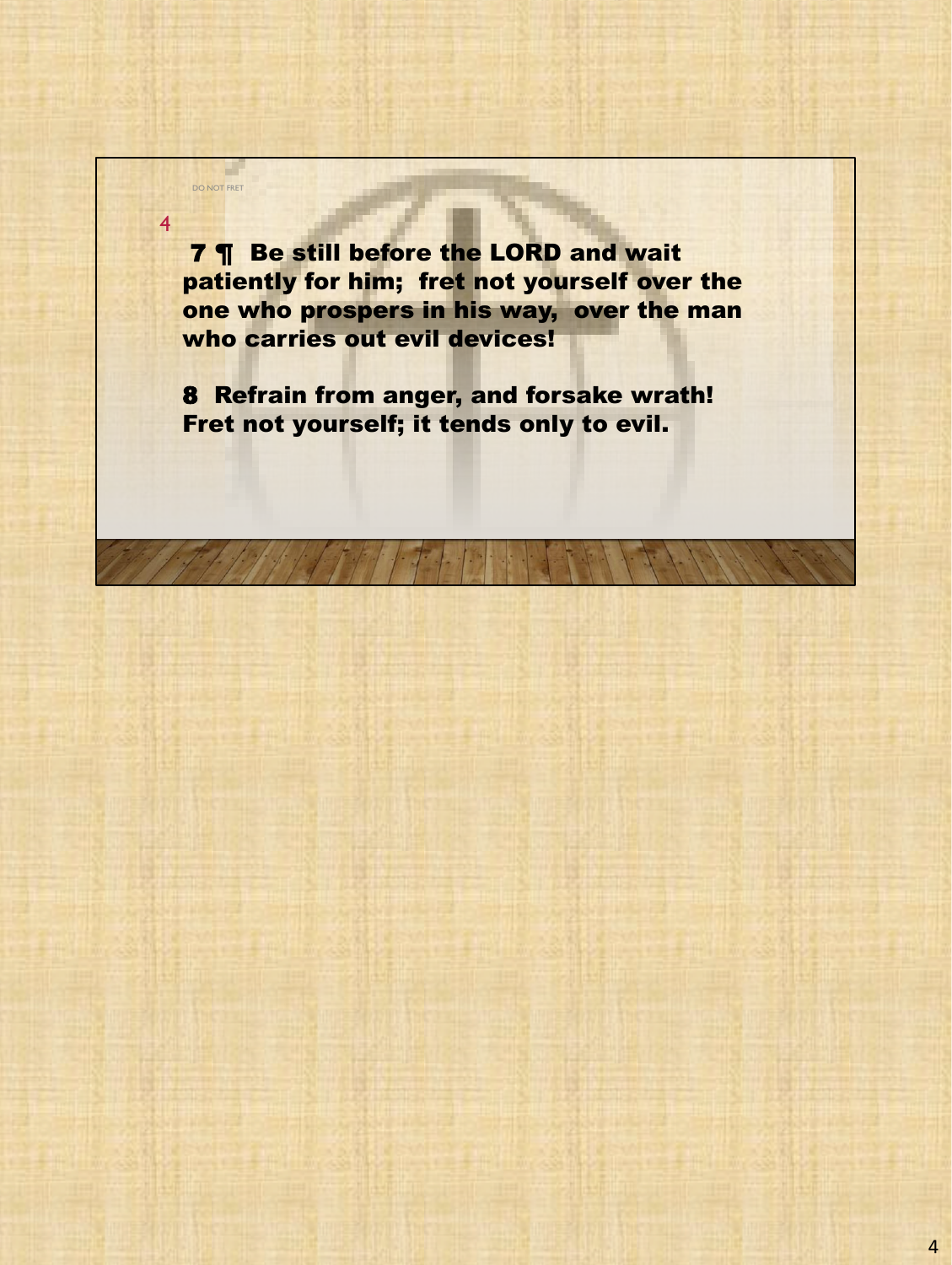**7 ¶ Be still before the LORD and wait patiently for him; fret not yourself over the one who prospers in his way, over the man who carries out evil devices!**

**8 Refrain from anger, and forsake wrath! Fret not yourself; it tends only to evil.**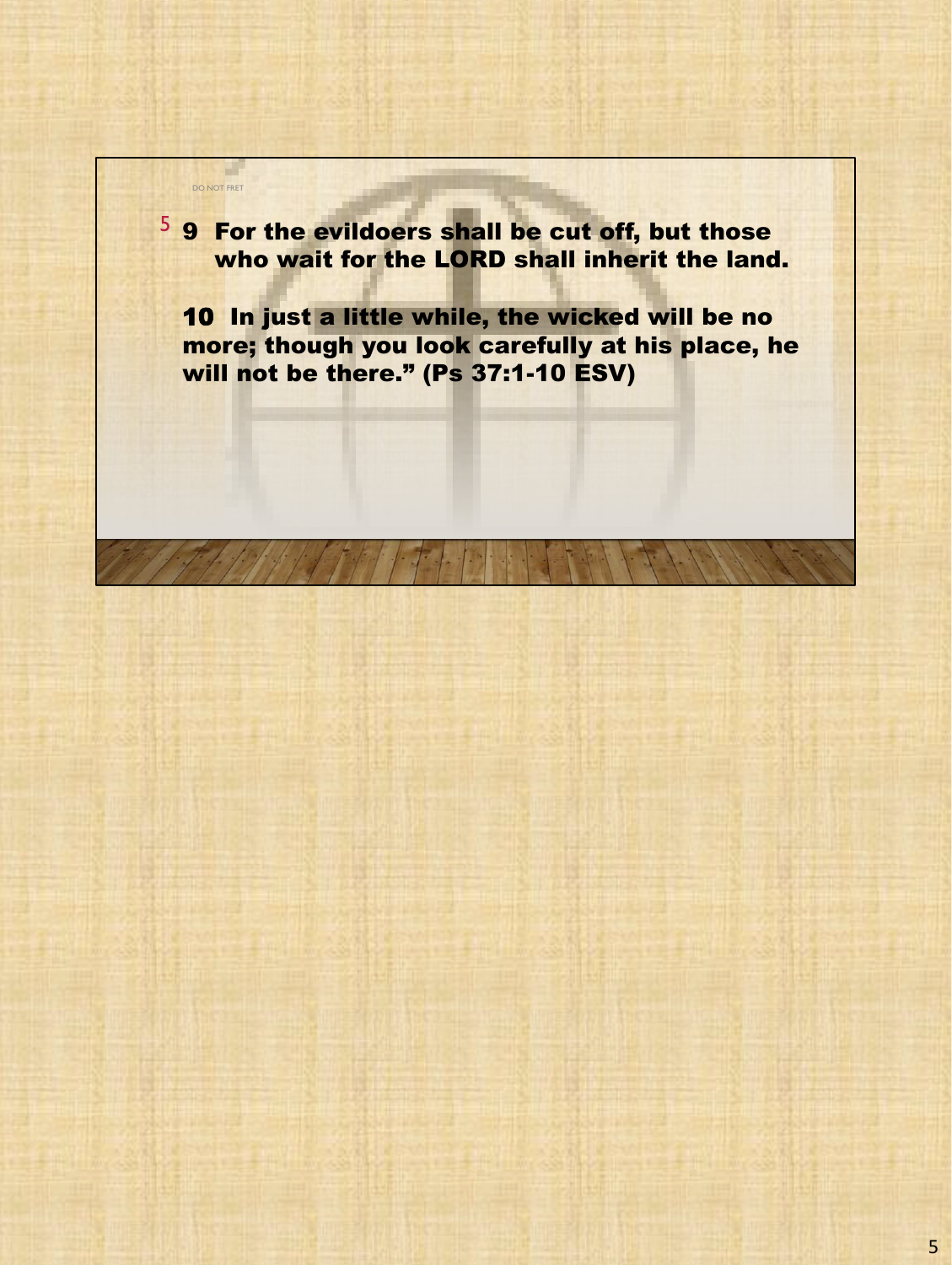DO NOT FRET

5 9 For the evildoers shall be cut off, but those who wait for the LORD shall inherit the land.

10 In just a little while, the wicked will be no more; though you look carefully at his place, he will not be there." (Ps 37:1-10 ESV)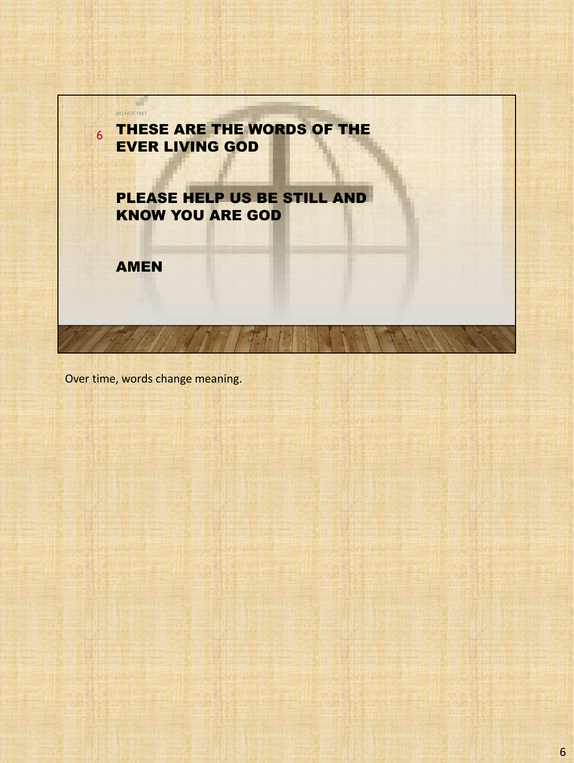DO NOT FRET

6

**THESE ARE THE WORDS OF THE EVER LIVING GOD**

**PLEASE HELP US BE STILL AND KNOW YOU ARE GOD**

**AMEN**

Over time, words change meaning.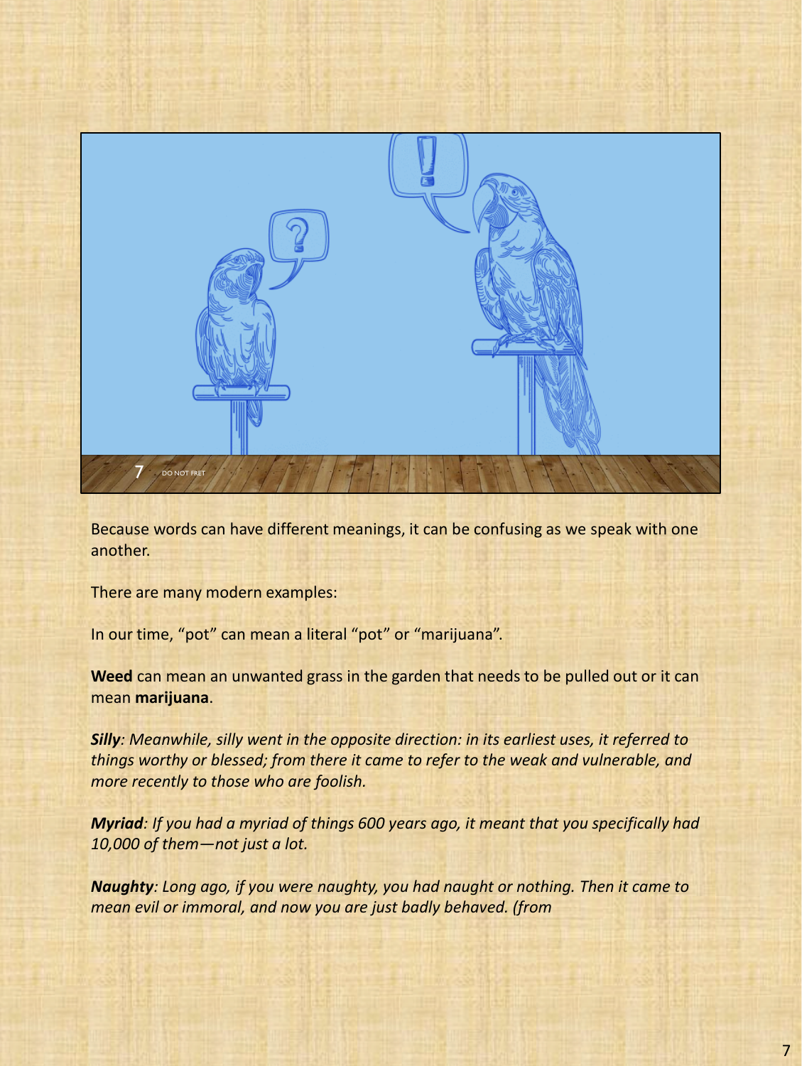Because words can have different meanings, it can be confusing as we speak with one another.

There are many modern examples:

In our time, "pot" can mean a literal "pot" or "marijuana".

**Weed** can mean an unwanted grass in the garden that needs to be pulled out or it can mean **marijuana**.

***Silly****: Meanwhile, silly went in the opposite direction: in its earliest uses, it referred to things worthy or blessed; from there it came to refer to the weak and vulnerable, and more recently to those who are foolish.*

***Myriad****: If you had a myriad of things 600 years ago, it meant that you specifically had 10,000 of them—not just a lot.*

***Naughty****: Long ago, if you were naughty, you had naught or nothing. Then it came to mean evil or immoral, and now you are just badly behaved. (from*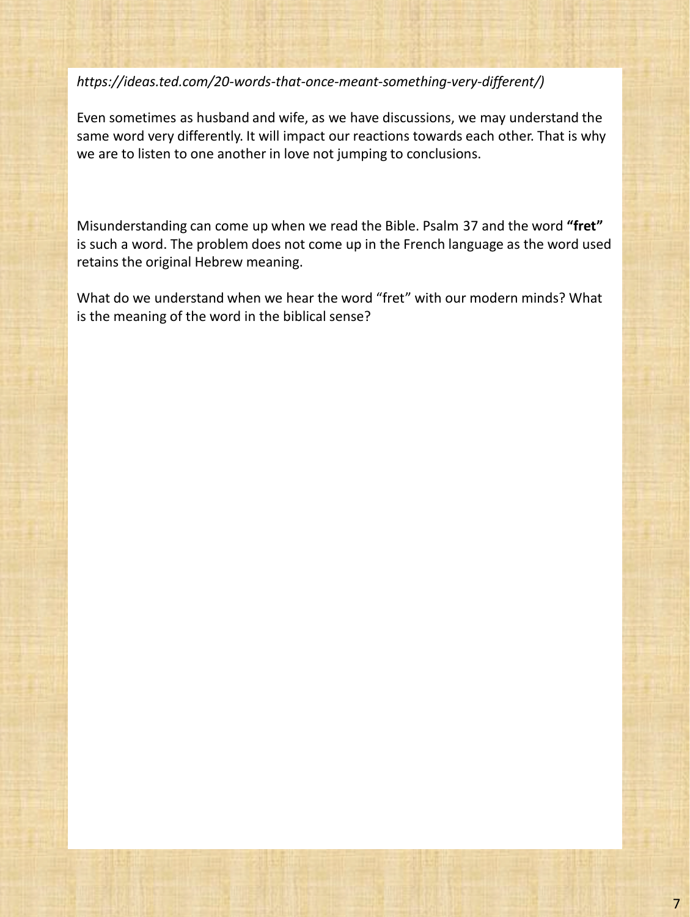*https://ideas.ted.com/20-words-that-once-meant-something-very-different/)*

Even sometimes as husband and wife, as we have discussions, we may understand the same word very differently. It will impact our reactions towards each other. That is why we are to listen to one another in love not jumping to conclusions.

Misunderstanding can come up when we read the Bible. Psalm 37 and the word **"fret"** is such a word. The problem does not come up in the French language as the word used retains the original Hebrew meaning.

What do we understand when we hear the word "fret" with our modern minds? What is the meaning of the word in the biblical sense?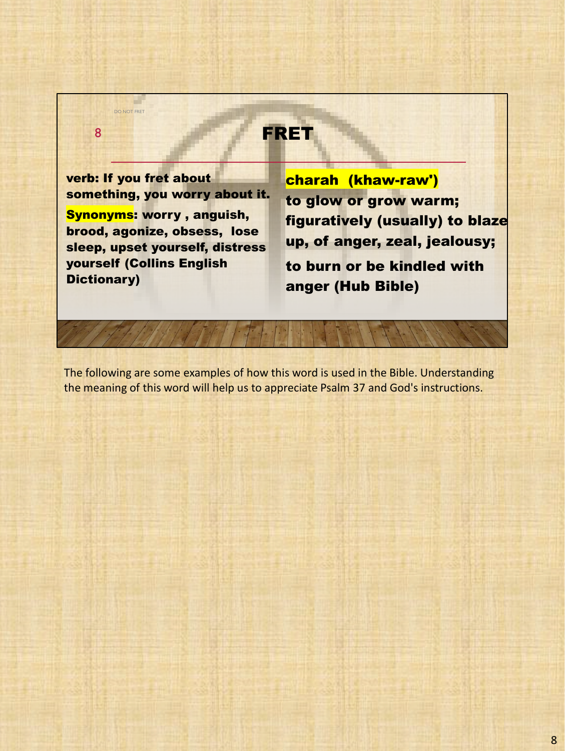DO NOT FRET

8

# FRET

**verb: If you fret about something, you worry about it.**

**Synonyms: worry , anguish, brood, agonize, obsess, lose sleep, upset yourself, distress yourself (Collins English Dictionary)**

**charah (khaw-raw')**

**to glow or grow warm; figuratively (usually) to blaze up, of anger, zeal, jealousy;**

**to burn or be kindled with anger (Hub Bible)**

The following are some examples of how this word is used in the Bible. Understanding the meaning of this word will help us to appreciate Psalm 37 and God's instructions.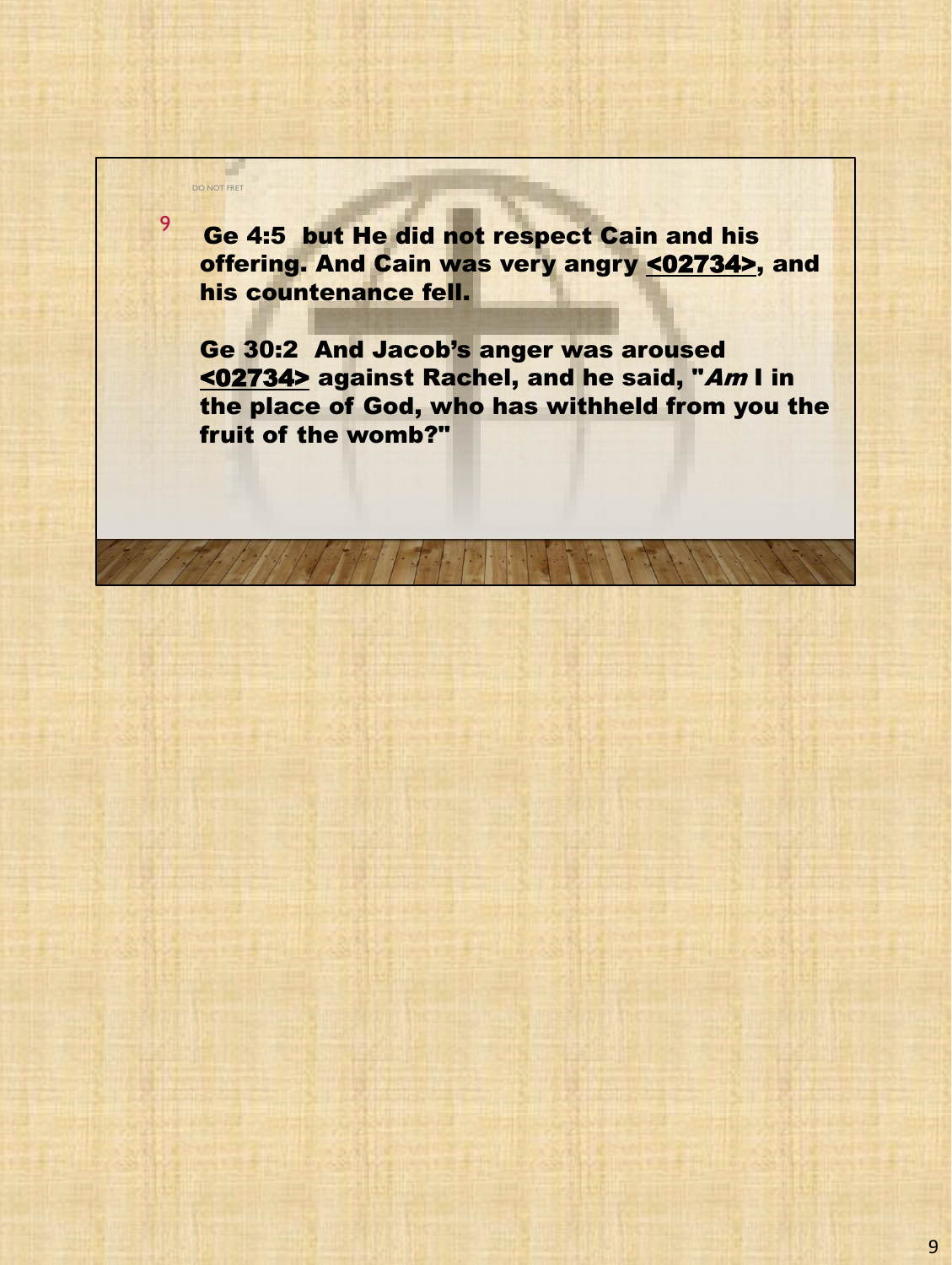DO NOT FRET

**Ge 4:5 but He did not respect Cain and his offering. And Cain was very angry <02734>, and his countenance fell.**

**Ge 30:2 And Jacob's anger was aroused <02734> against Rachel, and he said, "*Am* I in the place of God, who has withheld from you the fruit of the womb?"**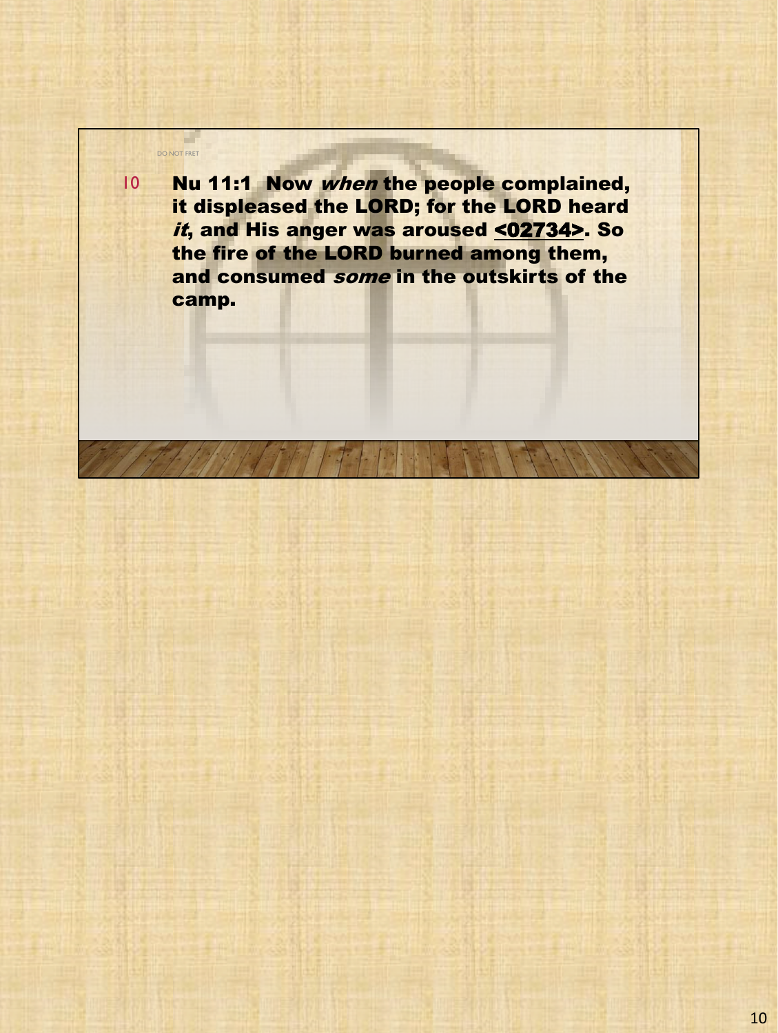DO NOT FRET

10 **Nu 11:1 Now *when* the people complained, it displeased the LORD; for the LORD heard *it*, and His anger was aroused <02734>. So the fire of the LORD burned among them, and consumed *some* in the outskirts of the camp.**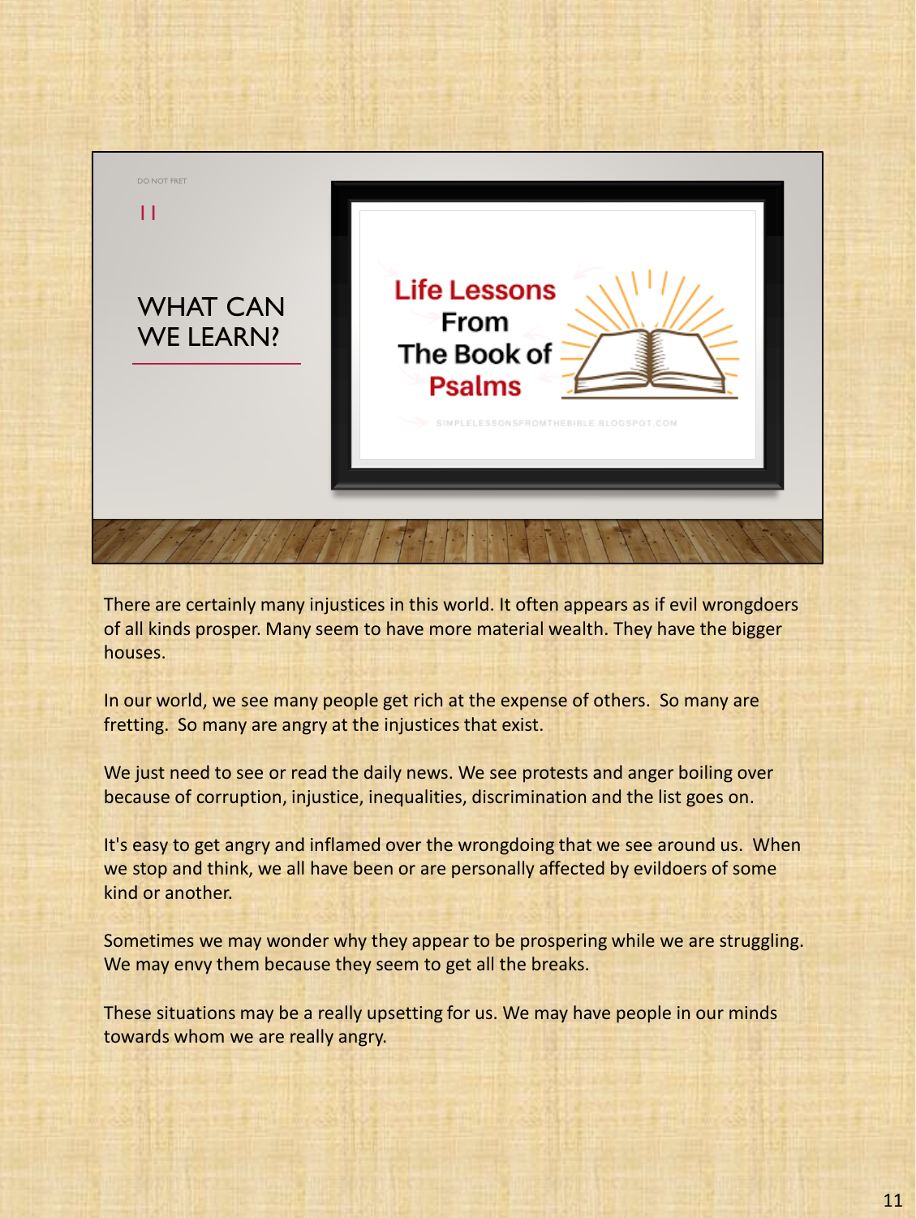DO NOT FRET

11

## WHAT CAN WE LEARN?

Life Lessons From The Book of Psalms

SIMPLELESSONSFROMTHEBIBLE.BLOGSPOT.COM

There are certainly many injustices in this world. It often appears as if evil wrongdoers of all kinds prosper. Many seem to have more material wealth. They have the bigger houses.

In our world, we see many people get rich at the expense of others. So many are fretting. So many are angry at the injustices that exist.

We just need to see or read the daily news. We see protests and anger boiling over because of corruption, injustice, inequalities, discrimination and the list goes on.

It's easy to get angry and inflamed over the wrongdoing that we see around us. When we stop and think, we all have been or are personally affected by evildoers of some kind or another.

Sometimes we may wonder why they appear to be prospering while we are struggling. We may envy them because they seem to get all the breaks.

These situations may be a really upsetting for us. We may have people in our minds towards whom we are really angry.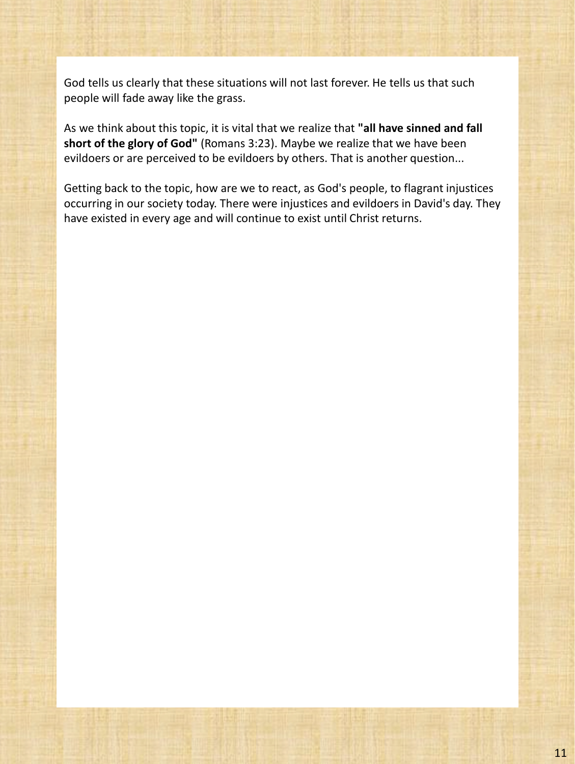God tells us clearly that these situations will not last forever. He tells us that such people will fade away like the grass.

As we think about this topic, it is vital that we realize that **"all have sinned and fall short of the glory of God"** (Romans 3:23). Maybe we realize that we have been evildoers or are perceived to be evildoers by others. That is another question...

Getting back to the topic, how are we to react, as God's people, to flagrant injustices occurring in our society today. There were injustices and evildoers in David's day. They have existed in every age and will continue to exist until Christ returns.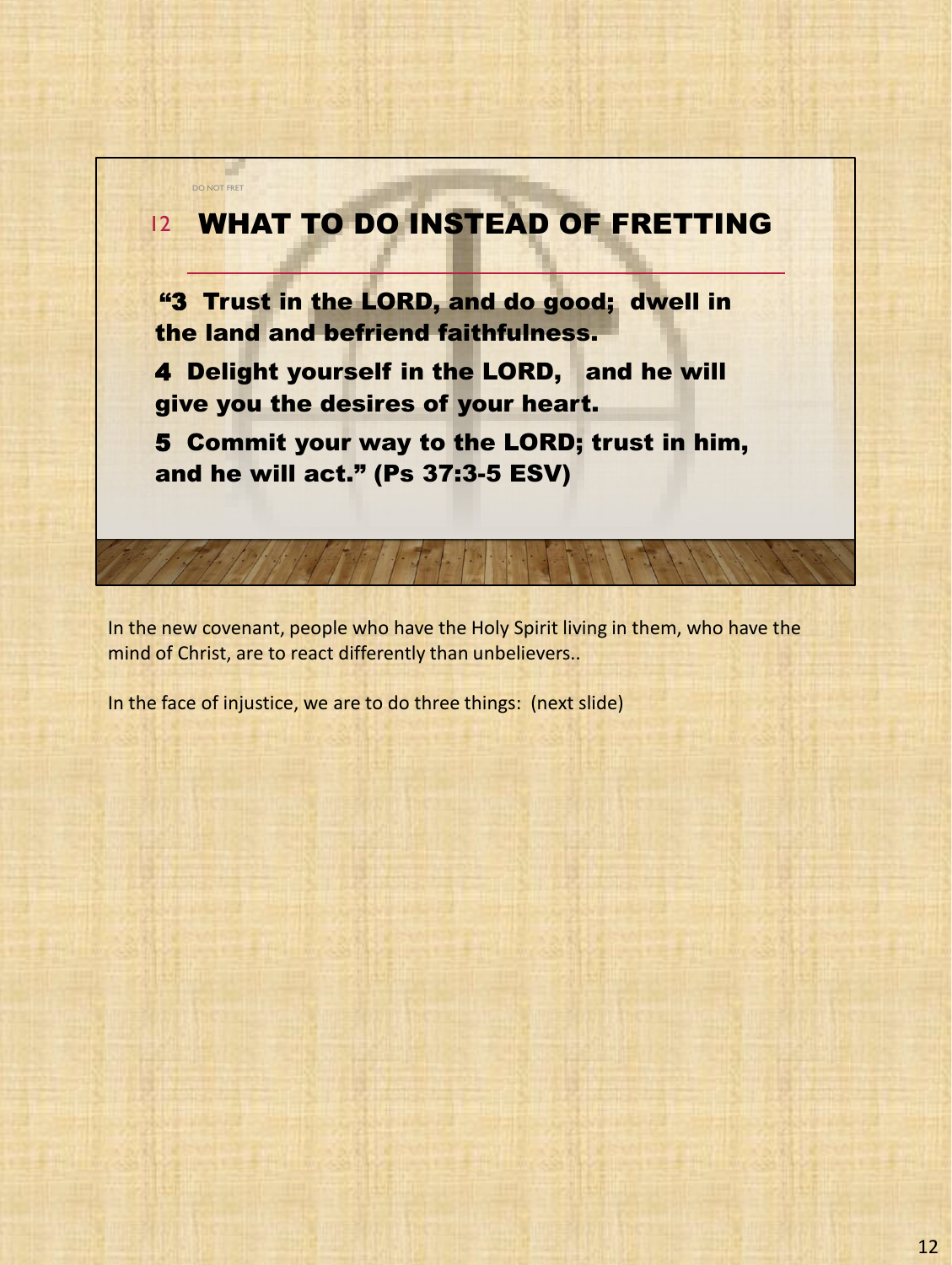DO NOT FRET

## 12 WHAT TO DO INSTEAD OF FRETTING

**"3 Trust in the LORD, and do good; dwell in the land and befriend faithfulness.**

**4 Delight yourself in the LORD, and he will give you the desires of your heart.**

**5 Commit your way to the LORD; trust in him, and he will act." (Ps 37:3-5 ESV)**

In the new covenant, people who have the Holy Spirit living in them, who have the mind of Christ, are to react differently than unbelievers..

In the face of injustice, we are to do three things: (next slide)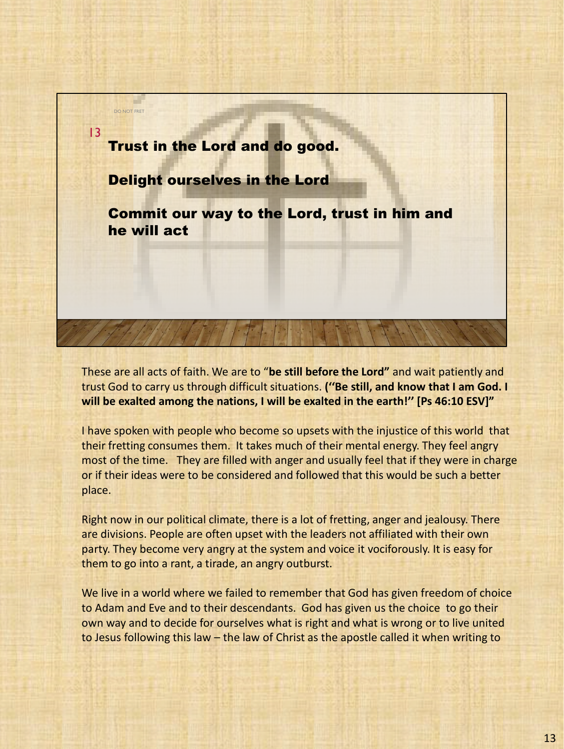DO NOT FRET

13

**Trust in the Lord and do good.**

**Delight ourselves in the Lord**

**Commit our way to the Lord, trust in him and he will act**

These are all acts of faith. We are to "**be still before the Lord"** and wait patiently and trust God to carry us through difficult situations. **("Be still, and know that I am God. I will be exalted among the nations, I will be exalted in the earth!" [Ps 46:10 ESV]"**

I have spoken with people who become so upsets with the injustice of this world that their fretting consumes them. It takes much of their mental energy. They feel angry most of the time. They are filled with anger and usually feel that if they were in charge or if their ideas were to be considered and followed that this would be such a better place.

Right now in our political climate, there is a lot of fretting, anger and jealousy. There are divisions. People are often upset with the leaders not affiliated with their own party. They become very angry at the system and voice it vociforously. It is easy for them to go into a rant, a tirade, an angry outburst.

We live in a world where we failed to remember that God has given freedom of choice to Adam and Eve and to their descendants. God has given us the choice to go their own way and to decide for ourselves what is right and what is wrong or to live united to Jesus following this law – the law of Christ as the apostle called it when writing to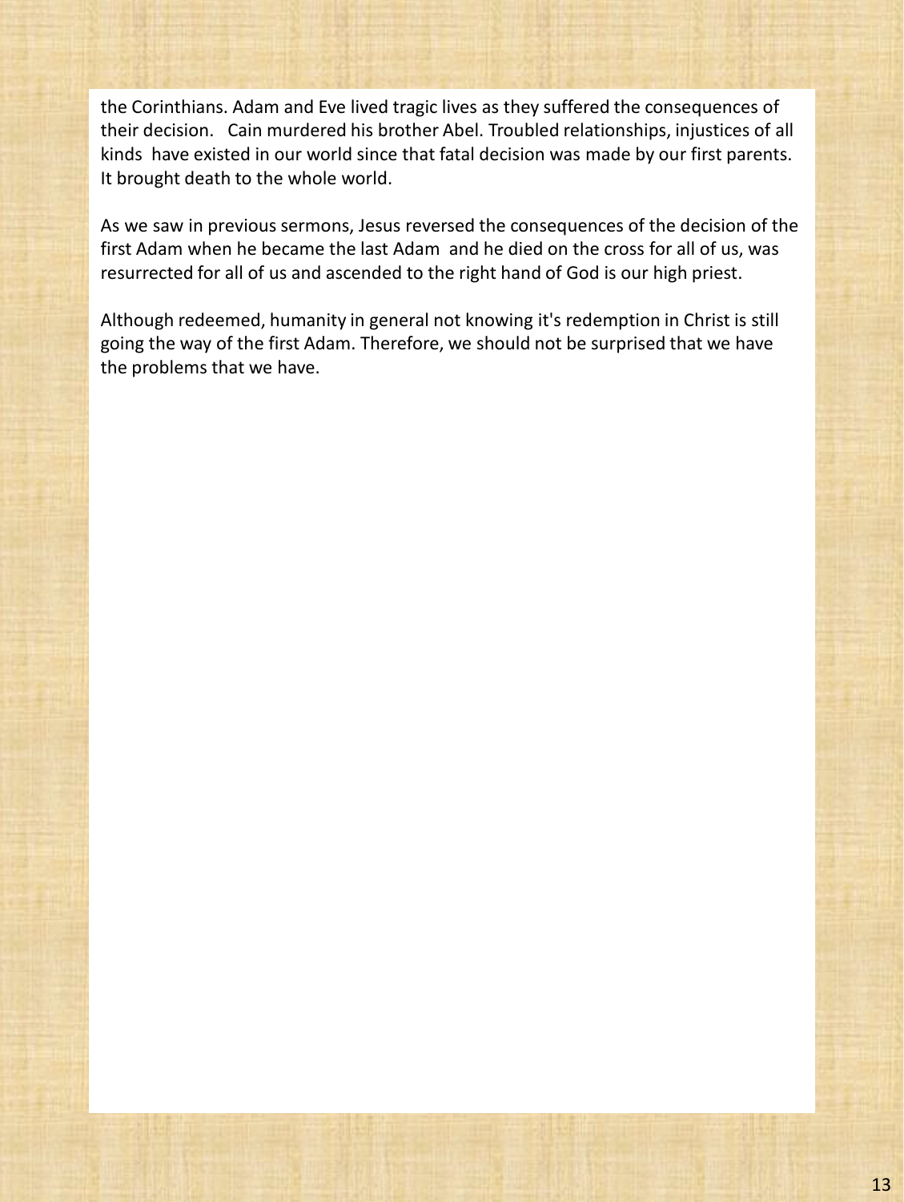the Corinthians. Adam and Eve lived tragic lives as they suffered the consequences of their decision.  Cain murdered his brother Abel. Troubled relationships, injustices of all kinds  have existed in our world since that fatal decision was made by our first parents. It brought death to the whole world.

As we saw in previous sermons, Jesus reversed the consequences of the decision of the first Adam when he became the last Adam  and he died on the cross for all of us, was resurrected for all of us and ascended to the right hand of God is our high priest.

Although redeemed, humanity in general not knowing it's redemption in Christ is still going the way of the first Adam. Therefore, we should not be surprised that we have the problems that we have.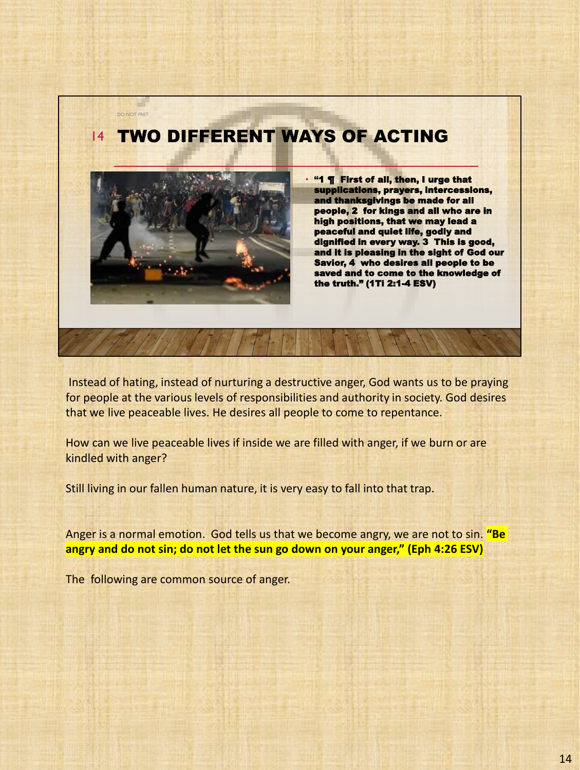DO NOT FRET

## 14 TWO DIFFERENT WAYS OF ACTING

- **"1 ¶ First of all, then, I urge that supplications, prayers, intercessions, and thanksgivings be made for all people, 2 for kings and all who are in high positions, that we may lead a peaceful and quiet life, godly and dignified in every way. 3 This is good, and it is pleasing in the sight of God our Savior, 4 who desires all people to be saved and to come to the knowledge of the truth." (1Ti 2:1-4 ESV)**

Instead of hating, instead of nurturing a destructive anger, God wants us to be praying for people at the various levels of responsibilities and authority in society. God desires that we live peaceable lives. He desires all people to come to repentance.

How can we live peaceable lives if inside we are filled with anger, if we burn or are kindled with anger?

Still living in our fallen human nature, it is very easy to fall into that trap.

Anger is a normal emotion. God tells us that we become angry, we are not to sin. **"Be angry and do not sin; do not let the sun go down on your anger," (Eph 4:26 ESV)**

The following are common source of anger.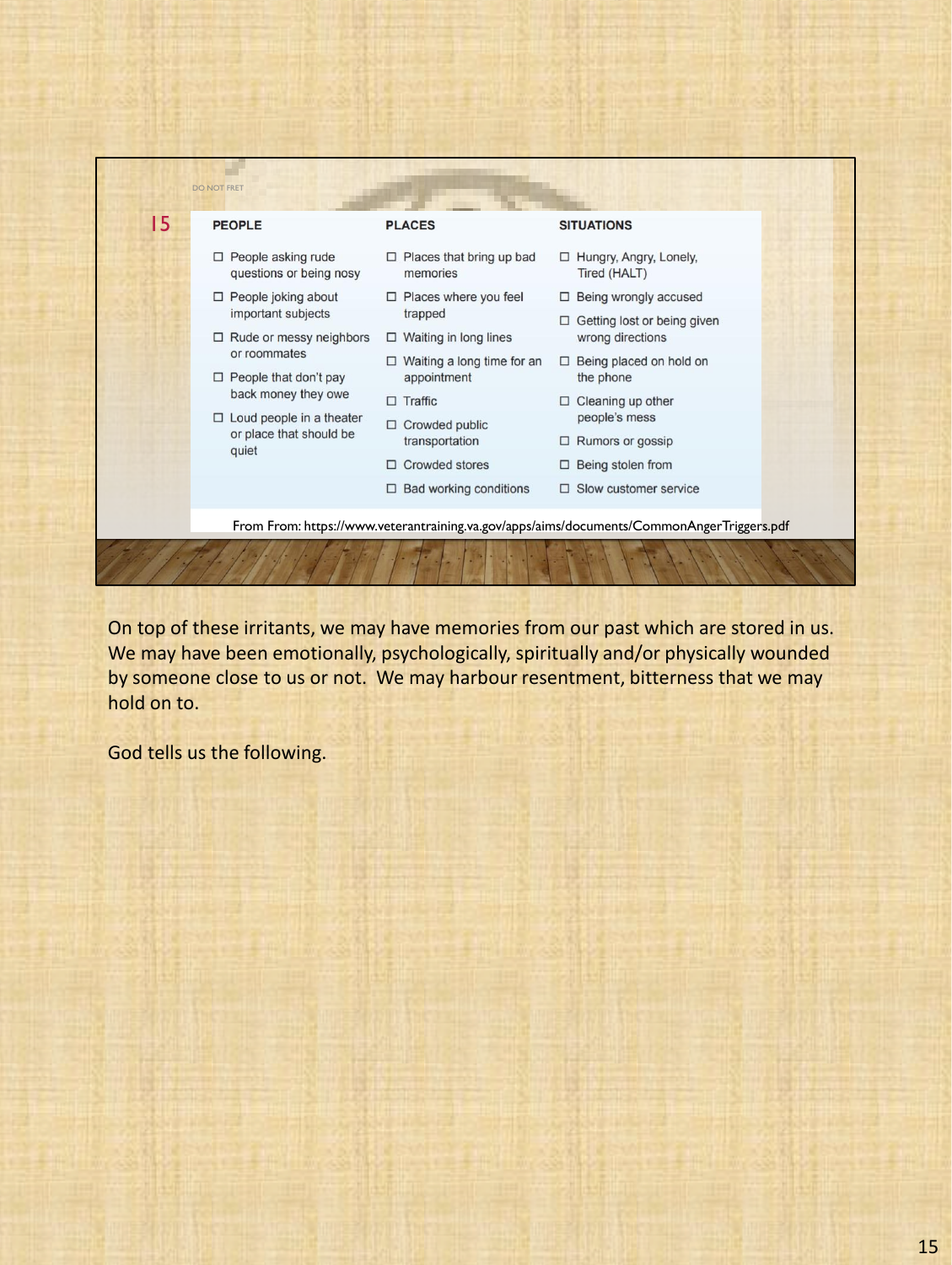DO NOT FRET

15

| PEOPLE | PLACES | SITUATIONS |
|---|---|---|
| ☐ People asking rude questions or being nosy | ☐ Places that bring up bad memories | ☐ Hungry, Angry, Lonely, Tired (HALT) |
| ☐ People joking about important subjects | ☐ Places where you feel trapped | ☐ Being wrongly accused |
| ☐ Rude or messy neighbors or roommates | ☐ Waiting in long lines | ☐ Getting lost or being given wrong directions |
| ☐ People that don't pay back money they owe | ☐ Waiting a long time for an appointment | ☐ Being placed on hold on the phone |
| ☐ Loud people in a theater or place that should be quiet | ☐ Traffic | ☐ Cleaning up other people's mess |
| | ☐ Crowded public transportation | ☐ Rumors or gossip |
| | ☐ Crowded stores | ☐ Being stolen from |
| | ☐ Bad working conditions | ☐ Slow customer service |

From From: https://www.veterantraining.va.gov/apps/aims/documents/CommonAngerTriggers.pdf

On top of these irritants, we may have memories from our past which are stored in us. We may have been emotionally, psychologically, spiritually and/or physically wounded by someone close to us or not. We may harbour resentment, bitterness that we may hold on to.

God tells us the following.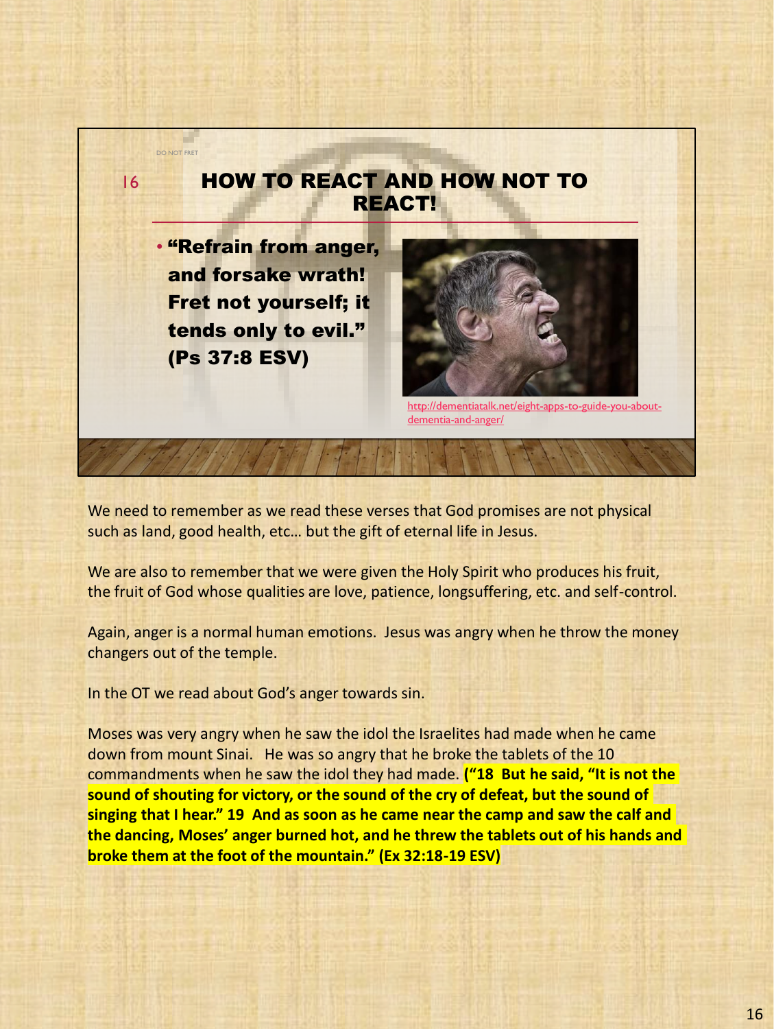DO NOT FRET

16

## HOW TO REACT AND HOW NOT TO REACT!

- **"Refrain from anger, and forsake wrath! Fret not yourself; it tends only to evil." (Ps 37:8 ESV)**

http://dementiatalk.net/eight-apps-to-guide-you-about-dementia-and-anger/

We need to remember as we read these verses that God promises are not physical such as land, good health, etc… but the gift of eternal life in Jesus.

We are also to remember that we were given the Holy Spirit who produces his fruit, the fruit of God whose qualities are love, patience, longsuffering, etc. and self-control.

Again, anger is a normal human emotions. Jesus was angry when he throw the money changers out of the temple.

In the OT we read about God's anger towards sin.

Moses was very angry when he saw the idol the Israelites had made when he came down from mount Sinai. He was so angry that he broke the tablets of the 10 commandments when he saw the idol they had made. **("18 But he said, "It is not the sound of shouting for victory, or the sound of the cry of defeat, but the sound of singing that I hear." 19 And as soon as he came near the camp and saw the calf and the dancing, Moses' anger burned hot, and he threw the tablets out of his hands and broke them at the foot of the mountain." (Ex 32:18-19 ESV)**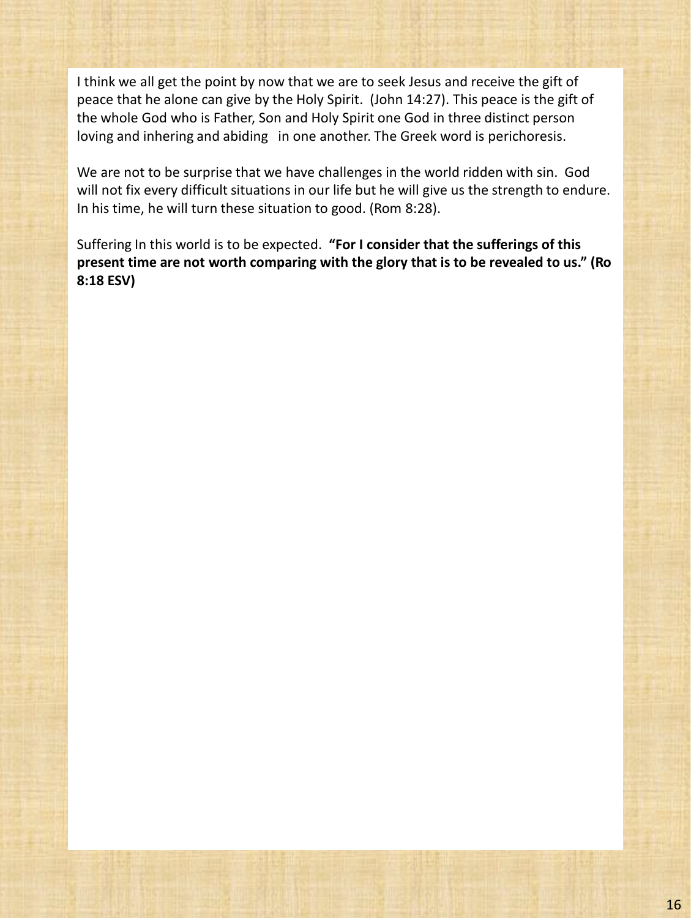I think we all get the point by now that we are to seek Jesus and receive the gift of peace that he alone can give by the Holy Spirit. (John 14:27). This peace is the gift of the whole God who is Father, Son and Holy Spirit one God in three distinct person loving and inhering and abiding in one another. The Greek word is perichoresis.

We are not to be surprise that we have challenges in the world ridden with sin. God will not fix every difficult situations in our life but he will give us the strength to endure. In his time, he will turn these situation to good. (Rom 8:28).

Suffering In this world is to be expected. **"For I consider that the sufferings of this present time are not worth comparing with the glory that is to be revealed to us." (Ro 8:18 ESV)**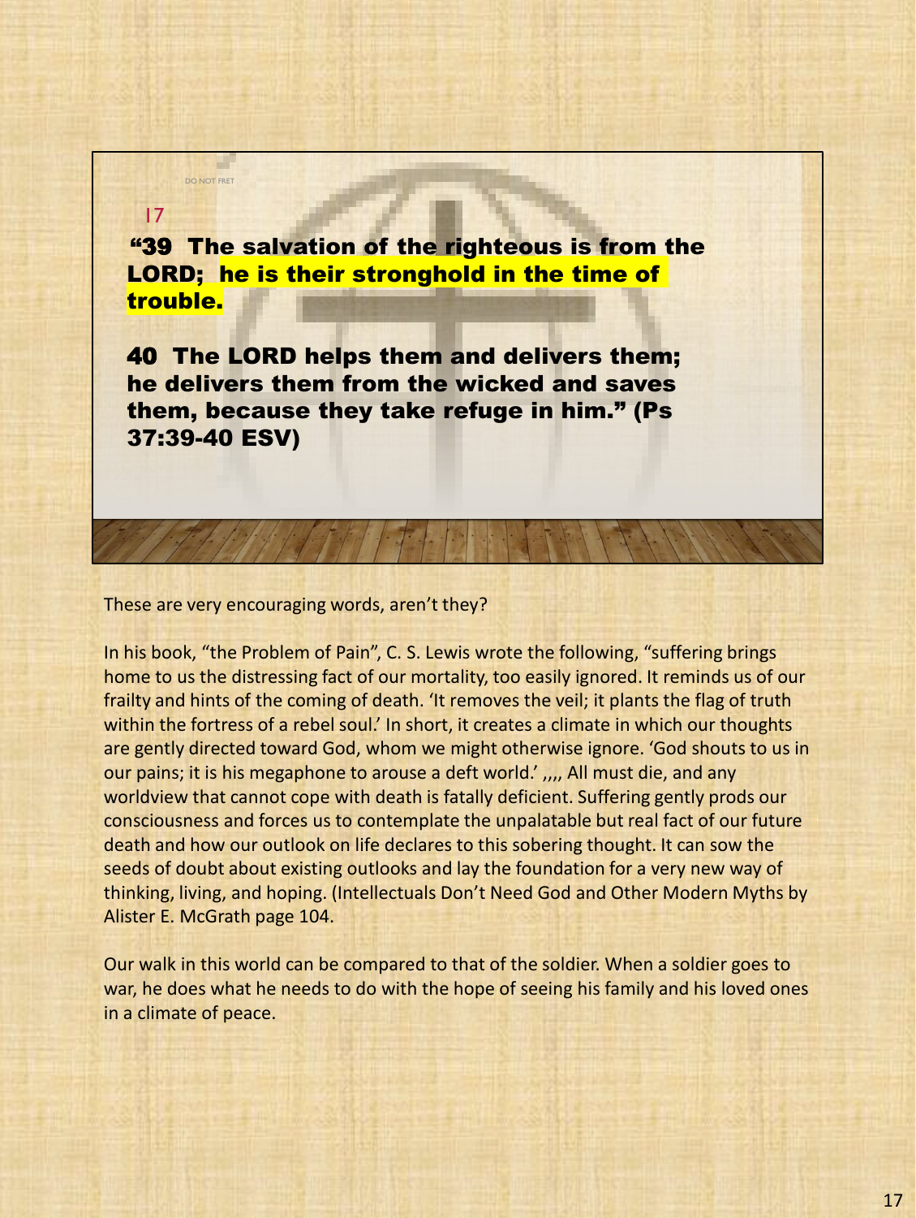DO NOT FRET

17

**“39 The salvation of the righteous is from the LORD; he is their stronghold in the time of trouble.**

**40 The LORD helps them and delivers them; he delivers them from the wicked and saves them, because they take refuge in him.” (Ps 37:39-40 ESV)**

These are very encouraging words, aren’t they?

In his book, “the Problem of Pain”, C. S. Lewis wrote the following, “suffering brings home to us the distressing fact of our mortality, too easily ignored. It reminds us of our frailty and hints of the coming of death. ‘It removes the veil; it plants the flag of truth within the fortress of a rebel soul.’ In short, it creates a climate in which our thoughts are gently directed toward God, whom we might otherwise ignore. ‘God shouts to us in our pains; it is his megaphone to arouse a deft world.’ ,,,, All must die, and any worldview that cannot cope with death is fatally deficient. Suffering gently prods our consciousness and forces us to contemplate the unpalatable but real fact of our future death and how our outlook on life declares to this sobering thought. It can sow the seeds of doubt about existing outlooks and lay the foundation for a very new way of thinking, living, and hoping. (Intellectuals Don’t Need God and Other Modern Myths by Alister E. McGrath page 104.

Our walk in this world can be compared to that of the soldier. When a soldier goes to war, he does what he needs to do with the hope of seeing his family and his loved ones in a climate of peace.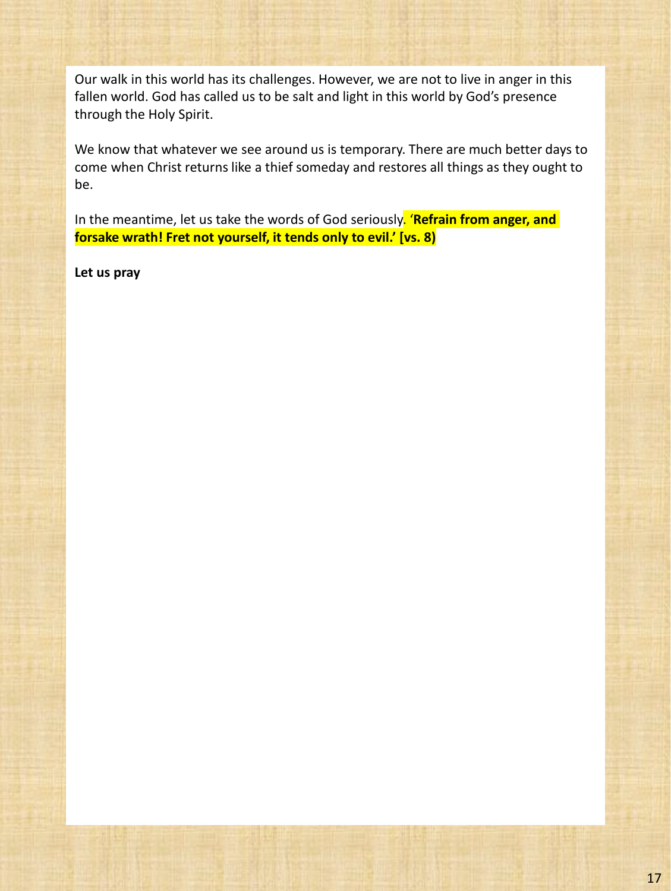Our walk in this world has its challenges. However, we are not to live in anger in this fallen world. God has called us to be salt and light in this world by God's presence through the Holy Spirit.

We know that whatever we see around us is temporary. There are much better days to come when Christ returns like a thief someday and restores all things as they ought to be.

In the meantime, let us take the words of God seriously. **'Refrain from anger, and forsake wrath! Fret not yourself, it tends only to evil.' [vs. 8)**

**Let us pray**